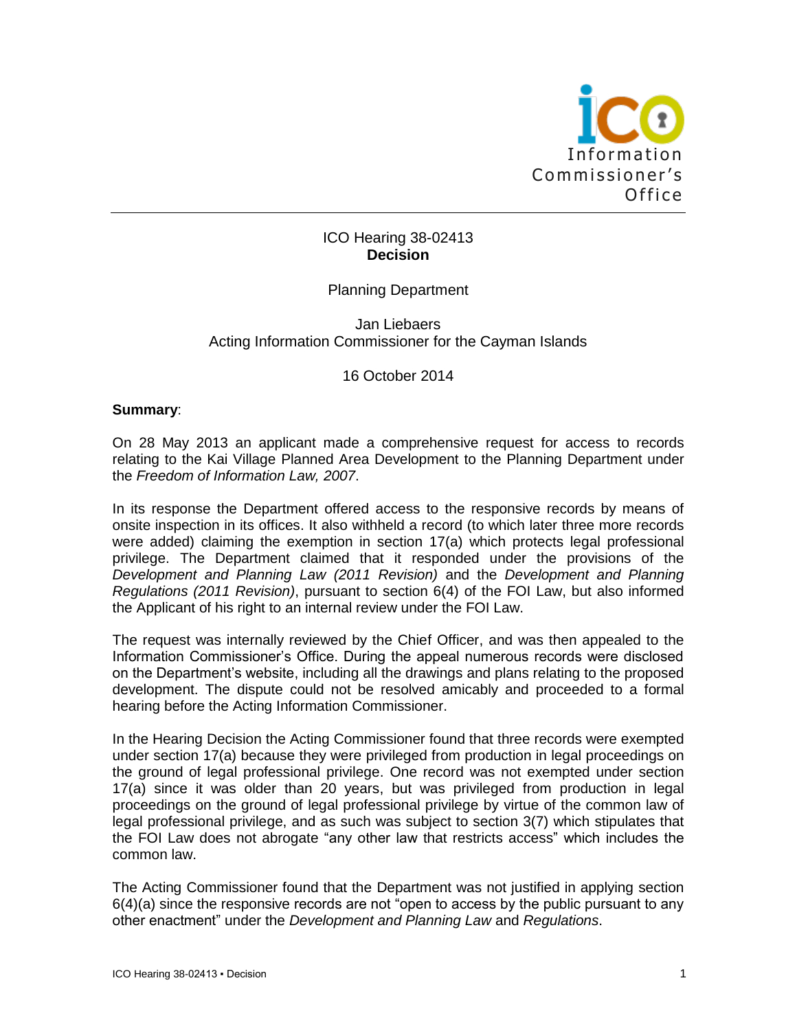ICO Hearing 38-02413
**Decision**

Planning Department

Jan Liebaers
Acting Information Commissioner for the Cayman Islands

16 October 2014

**Summary**:

On 28 May 2013 an applicant made a comprehensive request for access to records relating to the Kai Village Planned Area Development to the Planning Department under the *Freedom of Information Law, 2007*.

In its response the Department offered access to the responsive records by means of onsite inspection in its offices. It also withheld a record (to which later three more records were added) claiming the exemption in section 17(a) which protects legal professional privilege. The Department claimed that it responded under the provisions of the *Development and Planning Law (2011 Revision)* and the *Development and Planning Regulations (2011 Revision)*, pursuant to section 6(4) of the FOI Law, but also informed the Applicant of his right to an internal review under the FOI Law.

The request was internally reviewed by the Chief Officer, and was then appealed to the Information Commissioner's Office. During the appeal numerous records were disclosed on the Department's website, including all the drawings and plans relating to the proposed development. The dispute could not be resolved amicably and proceeded to a formal hearing before the Acting Information Commissioner.

In the Hearing Decision the Acting Commissioner found that three records were exempted under section 17(a) because they were privileged from production in legal proceedings on the ground of legal professional privilege. One record was not exempted under section 17(a) since it was older than 20 years, but was privileged from production in legal proceedings on the ground of legal professional privilege by virtue of the common law of legal professional privilege, and as such was subject to section 3(7) which stipulates that the FOI Law does not abrogate "any other law that restricts access" which includes the common law.

The Acting Commissioner found that the Department was not justified in applying section 6(4)(a) since the responsive records are not "open to access by the public pursuant to any other enactment" under the *Development and Planning Law* and *Regulations*.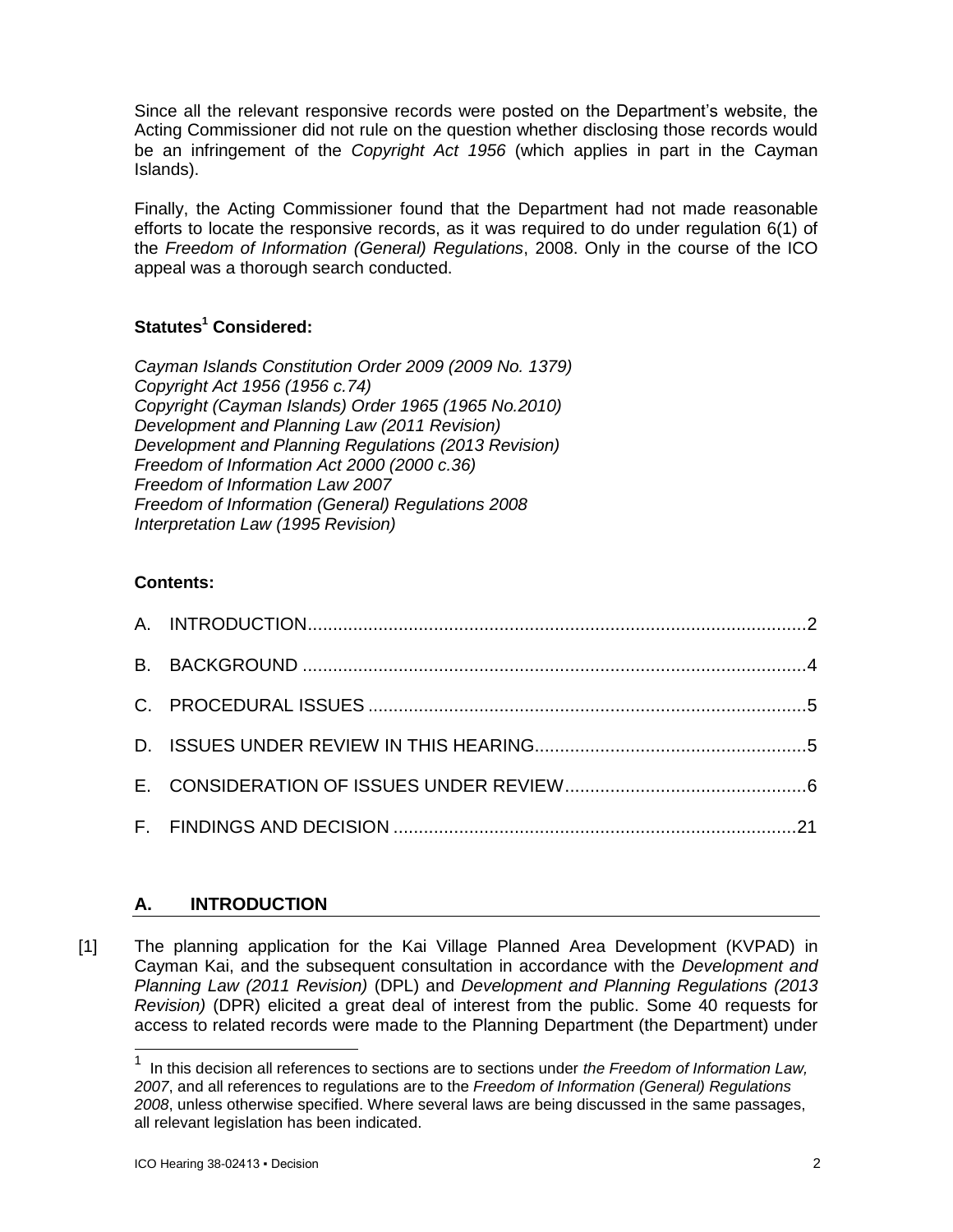Since all the relevant responsive records were posted on the Department's website, the Acting Commissioner did not rule on the question whether disclosing those records would be an infringement of the *Copyright Act 1956* (which applies in part in the Cayman Islands).

Finally, the Acting Commissioner found that the Department had not made reasonable efforts to locate the responsive records, as it was required to do under regulation 6(1) of the *Freedom of Information (General) Regulations*, 2008. Only in the course of the ICO appeal was a thorough search conducted.

**Statutes[1] Considered:**

*Cayman Islands Constitution Order 2009 (2009 No. 1379)*
*Copyright Act 1956 (1956 c.74)*
*Copyright (Cayman Islands) Order 1965 (1965 No.2010)*
*Development and Planning Law (2011 Revision)*
*Development and Planning Regulations (2013 Revision)*
*Freedom of Information Act 2000 (2000 c.36)*
*Freedom of Information Law 2007*
*Freedom of Information (General) Regulations 2008*
*Interpretation Law (1995 Revision)*

**Contents:**

A. INTRODUCTION....................2
B. BACKGROUND....................4
C. PROCEDURAL ISSUES....................5
D. ISSUES UNDER REVIEW IN THIS HEARING....................5
E. CONSIDERATION OF ISSUES UNDER REVIEW....................6
F. FINDINGS AND DECISION....................21

## A. INTRODUCTION

[1] The planning application for the Kai Village Planned Area Development (KVPAD) in Cayman Kai, and the subsequent consultation in accordance with the *Development and Planning Law (2011 Revision)* (DPL) and *Development and Planning Regulations (2013 Revision)* (DPR) elicited a great deal of interest from the public. Some 40 requests for access to related records were made to the Planning Department (the Department) under

[1] In this decision all references to sections are to sections under *the Freedom of Information Law, 2007*, and all references to regulations are to the *Freedom of Information (General) Regulations 2008*, unless otherwise specified. Where several laws are being discussed in the same passages, all relevant legislation has been indicated.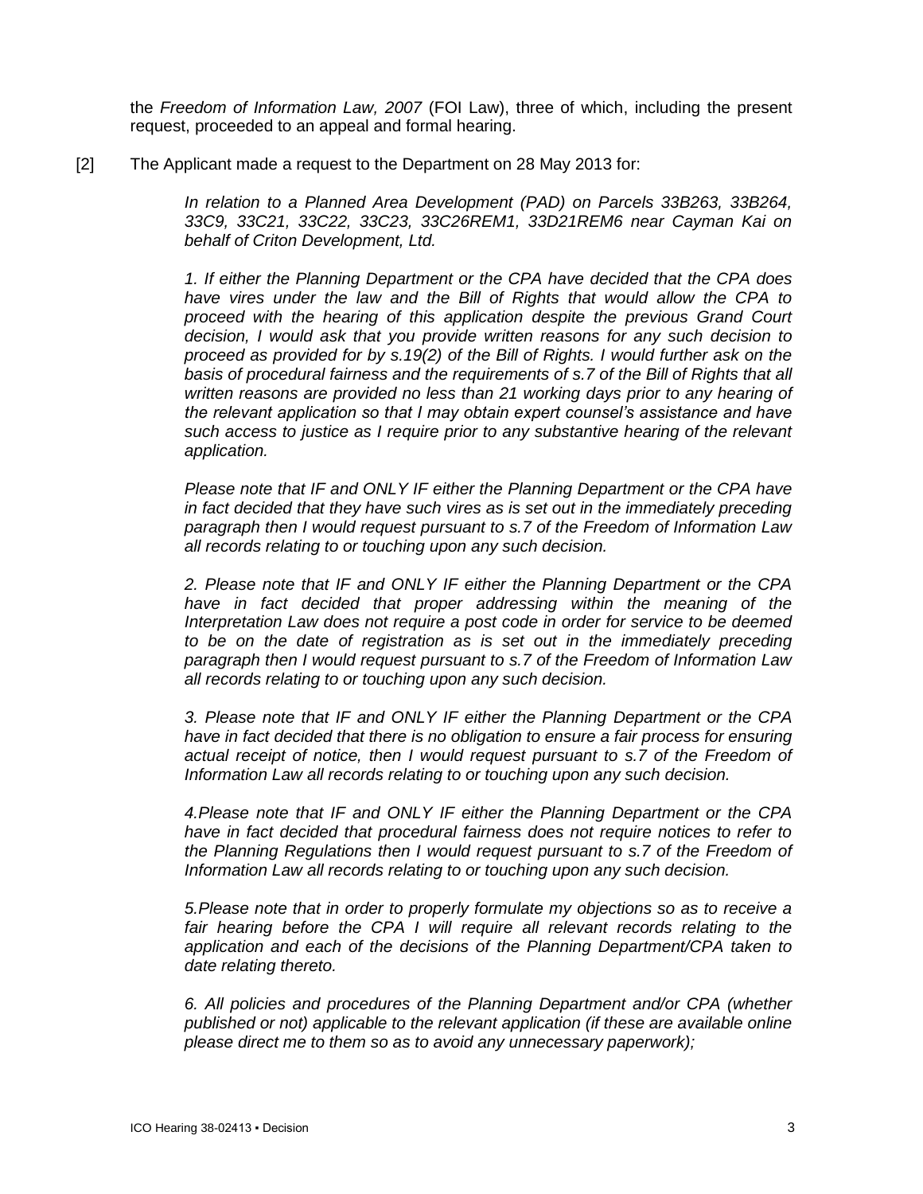the *Freedom of Information Law, 2007* (FOI Law), three of which, including the present request, proceeded to an appeal and formal hearing.

[2] The Applicant made a request to the Department on 28 May 2013 for:

> *In relation to a Planned Area Development (PAD) on Parcels 33B263, 33B264, 33C9, 33C21, 33C22, 33C23, 33C26REM1, 33D21REM6 near Cayman Kai on behalf of Criton Development, Ltd.*
>
> *1. If either the Planning Department or the CPA have decided that the CPA does have vires under the law and the Bill of Rights that would allow the CPA to proceed with the hearing of this application despite the previous Grand Court decision, I would ask that you provide written reasons for any such decision to proceed as provided for by s.19(2) of the Bill of Rights. I would further ask on the basis of procedural fairness and the requirements of s.7 of the Bill of Rights that all written reasons are provided no less than 21 working days prior to any hearing of the relevant application so that I may obtain expert counsel's assistance and have such access to justice as I require prior to any substantive hearing of the relevant application.*
>
> *Please note that IF and ONLY IF either the Planning Department or the CPA have in fact decided that they have such vires as is set out in the immediately preceding paragraph then I would request pursuant to s.7 of the Freedom of Information Law all records relating to or touching upon any such decision.*
>
> *2. Please note that IF and ONLY IF either the Planning Department or the CPA have in fact decided that proper addressing within the meaning of the Interpretation Law does not require a post code in order for service to be deemed to be on the date of registration as is set out in the immediately preceding paragraph then I would request pursuant to s.7 of the Freedom of Information Law all records relating to or touching upon any such decision.*
>
> *3. Please note that IF and ONLY IF either the Planning Department or the CPA have in fact decided that there is no obligation to ensure a fair process for ensuring actual receipt of notice, then I would request pursuant to s.7 of the Freedom of Information Law all records relating to or touching upon any such decision.*
>
> *4.Please note that IF and ONLY IF either the Planning Department or the CPA have in fact decided that procedural fairness does not require notices to refer to the Planning Regulations then I would request pursuant to s.7 of the Freedom of Information Law all records relating to or touching upon any such decision.*
>
> *5.Please note that in order to properly formulate my objections so as to receive a fair hearing before the CPA I will require all relevant records relating to the application and each of the decisions of the Planning Department/CPA taken to date relating thereto.*
>
> *6. All policies and procedures of the Planning Department and/or CPA (whether published or not) applicable to the relevant application (if these are available online please direct me to them so as to avoid any unnecessary paperwork);*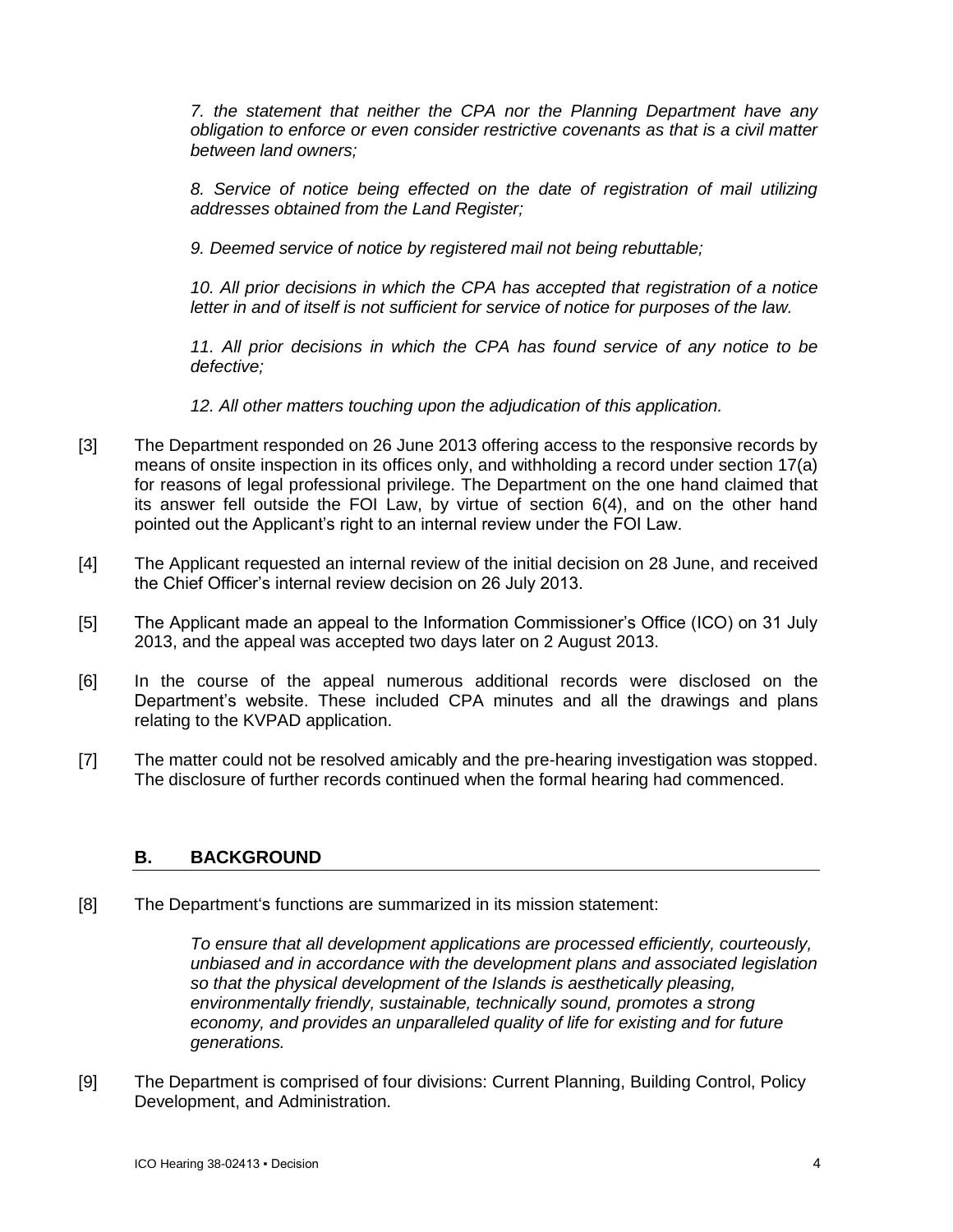*7. the statement that neither the CPA nor the Planning Department have any obligation to enforce or even consider restrictive covenants as that is a civil matter between land owners;*

*8. Service of notice being effected on the date of registration of mail utilizing addresses obtained from the Land Register;*

*9. Deemed service of notice by registered mail not being rebuttable;*

*10. All prior decisions in which the CPA has accepted that registration of a notice letter in and of itself is not sufficient for service of notice for purposes of the law.*

*11. All prior decisions in which the CPA has found service of any notice to be defective;*

*12. All other matters touching upon the adjudication of this application.*

[3] The Department responded on 26 June 2013 offering access to the responsive records by means of onsite inspection in its offices only, and withholding a record under section 17(a) for reasons of legal professional privilege. The Department on the one hand claimed that its answer fell outside the FOI Law, by virtue of section 6(4), and on the other hand pointed out the Applicant's right to an internal review under the FOI Law.

[4] The Applicant requested an internal review of the initial decision on 28 June, and received the Chief Officer's internal review decision on 26 July 2013.

[5] The Applicant made an appeal to the Information Commissioner's Office (ICO) on 31 July 2013, and the appeal was accepted two days later on 2 August 2013.

[6] In the course of the appeal numerous additional records were disclosed on the Department's website. These included CPA minutes and all the drawings and plans relating to the KVPAD application.

[7] The matter could not be resolved amicably and the pre-hearing investigation was stopped. The disclosure of further records continued when the formal hearing had commenced.

## B. BACKGROUND

[8] The Department's functions are summarized in its mission statement:

> *To ensure that all development applications are processed efficiently, courteously, unbiased and in accordance with the development plans and associated legislation so that the physical development of the Islands is aesthetically pleasing, environmentally friendly, sustainable, technically sound, promotes a strong economy, and provides an unparalleled quality of life for existing and for future generations.*

[9] The Department is comprised of four divisions: Current Planning, Building Control, Policy Development, and Administration.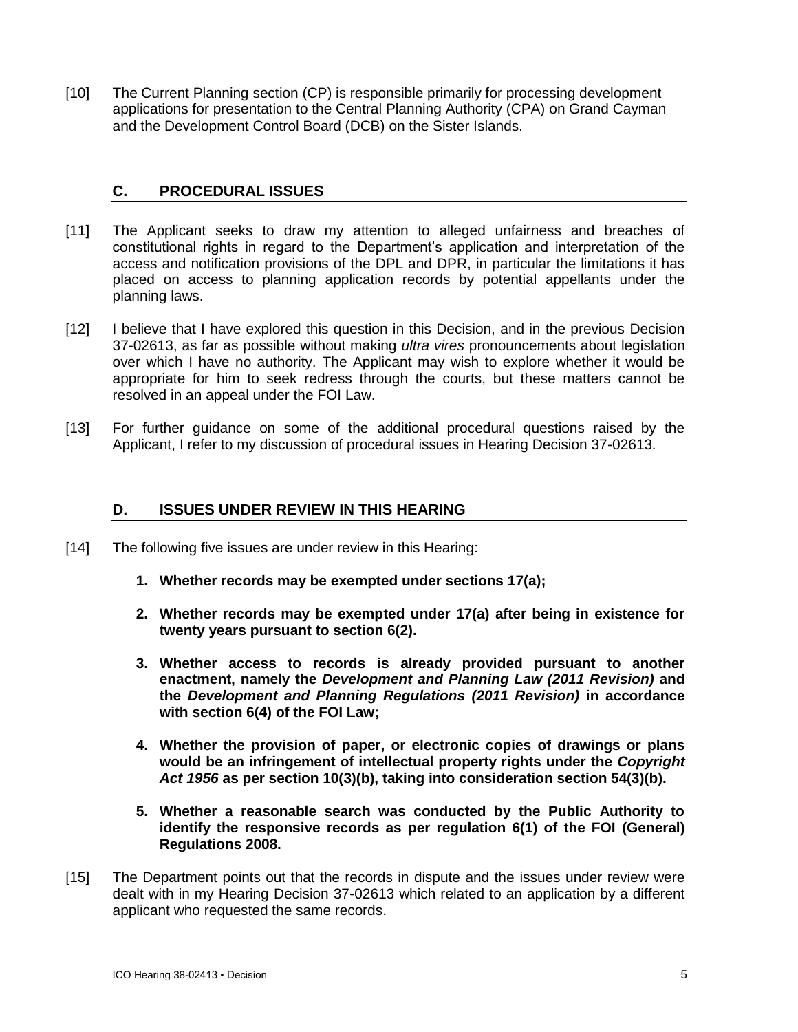[10] The Current Planning section (CP) is responsible primarily for processing development applications for presentation to the Central Planning Authority (CPA) on Grand Cayman and the Development Control Board (DCB) on the Sister Islands.

## C. PROCEDURAL ISSUES

[11] The Applicant seeks to draw my attention to alleged unfairness and breaches of constitutional rights in regard to the Department's application and interpretation of the access and notification provisions of the DPL and DPR, in particular the limitations it has placed on access to planning application records by potential appellants under the planning laws.

[12] I believe that I have explored this question in this Decision, and in the previous Decision 37-02613, as far as possible without making *ultra vires* pronouncements about legislation over which I have no authority. The Applicant may wish to explore whether it would be appropriate for him to seek redress through the courts, but these matters cannot be resolved in an appeal under the FOI Law.

[13] For further guidance on some of the additional procedural questions raised by the Applicant, I refer to my discussion of procedural issues in Hearing Decision 37-02613.

## D. ISSUES UNDER REVIEW IN THIS HEARING

[14] The following five issues are under review in this Hearing:

1. **Whether records may be exempted under sections 17(a);**

2. **Whether records may be exempted under 17(a) after being in existence for twenty years pursuant to section 6(2).**

3. **Whether access to records is already provided pursuant to another enactment, namely the *Development and Planning Law (2011 Revision)* and the *Development and Planning Regulations (2011 Revision)* in accordance with section 6(4) of the FOI Law;**

4. **Whether the provision of paper, or electronic copies of drawings or plans would be an infringement of intellectual property rights under the *Copyright Act 1956* as per section 10(3)(b), taking into consideration section 54(3)(b).**

5. **Whether a reasonable search was conducted by the Public Authority to identify the responsive records as per regulation 6(1) of the FOI (General) Regulations 2008.**

[15] The Department points out that the records in dispute and the issues under review were dealt with in my Hearing Decision 37-02613 which related to an application by a different applicant who requested the same records.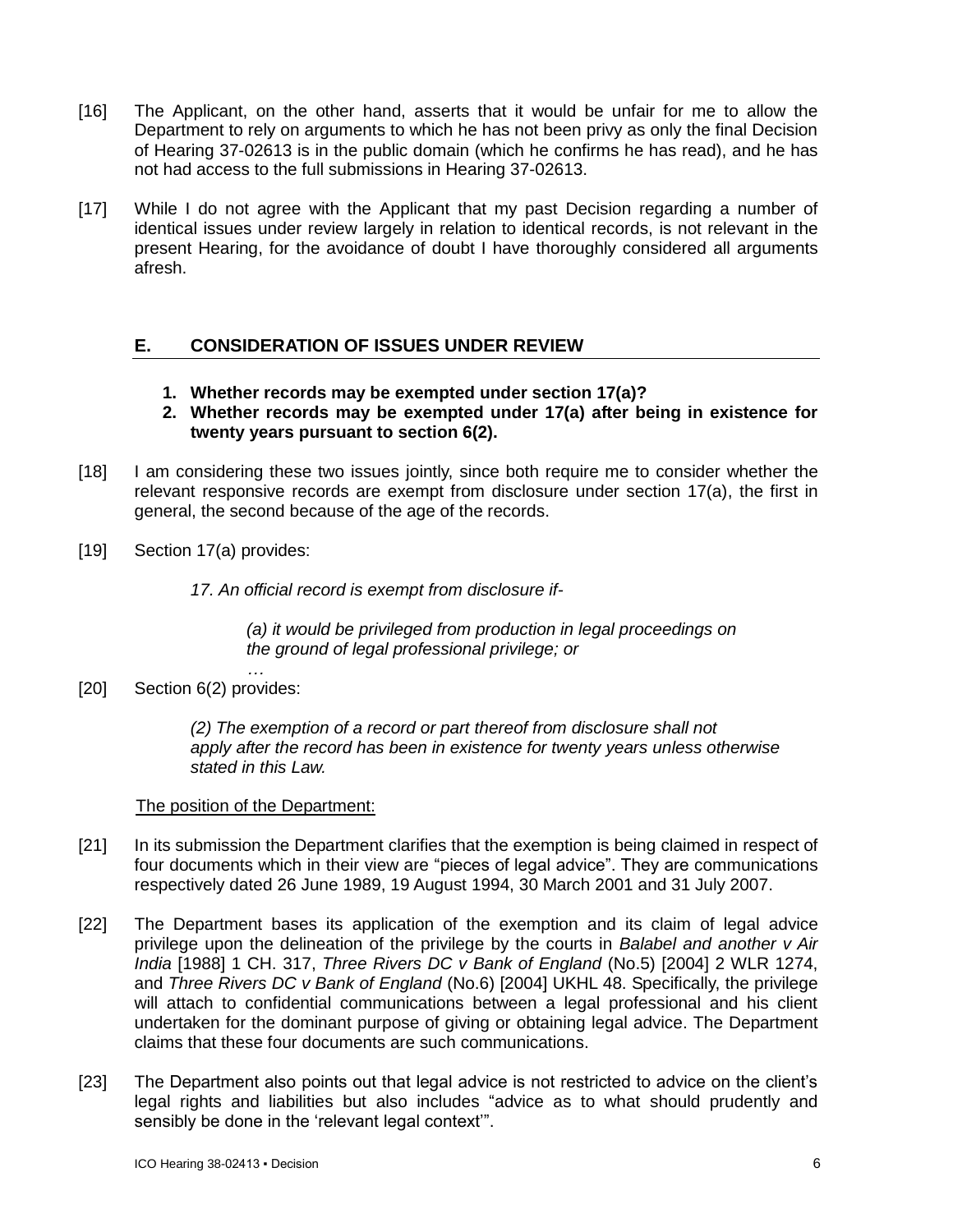[16] The Applicant, on the other hand, asserts that it would be unfair for me to allow the Department to rely on arguments to which he has not been privy as only the final Decision of Hearing 37-02613 is in the public domain (which he confirms he has read), and he has not had access to the full submissions in Hearing 37-02613.

[17] While I do not agree with the Applicant that my past Decision regarding a number of identical issues under review largely in relation to identical records, is not relevant in the present Hearing, for the avoidance of doubt I have thoroughly considered all arguments afresh.

## E. CONSIDERATION OF ISSUES UNDER REVIEW

1. **Whether records may be exempted under section 17(a)?**
2. **Whether records may be exempted under 17(a) after being in existence for twenty years pursuant to section 6(2).**

[18] I am considering these two issues jointly, since both require me to consider whether the relevant responsive records are exempt from disclosure under section 17(a), the first in general, the second because of the age of the records.

[19] Section 17(a) provides:

> *17. An official record is exempt from disclosure if-*
>
> > *(a) it would be privileged from production in legal proceedings on the ground of legal professional privilege; or*
> >
> > *…*

[20] Section 6(2) provides:

> *(2) The exemption of a record or part thereof from disclosure shall not apply after the record has been in existence for twenty years unless otherwise stated in this Law.*

The position of the Department:

[21] In its submission the Department clarifies that the exemption is being claimed in respect of four documents which in their view are "pieces of legal advice". They are communications respectively dated 26 June 1989, 19 August 1994, 30 March 2001 and 31 July 2007.

[22] The Department bases its application of the exemption and its claim of legal advice privilege upon the delineation of the privilege by the courts in *Balabel and another v Air India* [1988] 1 CH. 317, *Three Rivers DC v Bank of England* (No.5) [2004] 2 WLR 1274, and *Three Rivers DC v Bank of England* (No.6) [2004] UKHL 48. Specifically, the privilege will attach to confidential communications between a legal professional and his client undertaken for the dominant purpose of giving or obtaining legal advice. The Department claims that these four documents are such communications.

[23] The Department also points out that legal advice is not restricted to advice on the client's legal rights and liabilities but also includes "advice as to what should prudently and sensibly be done in the 'relevant legal context'".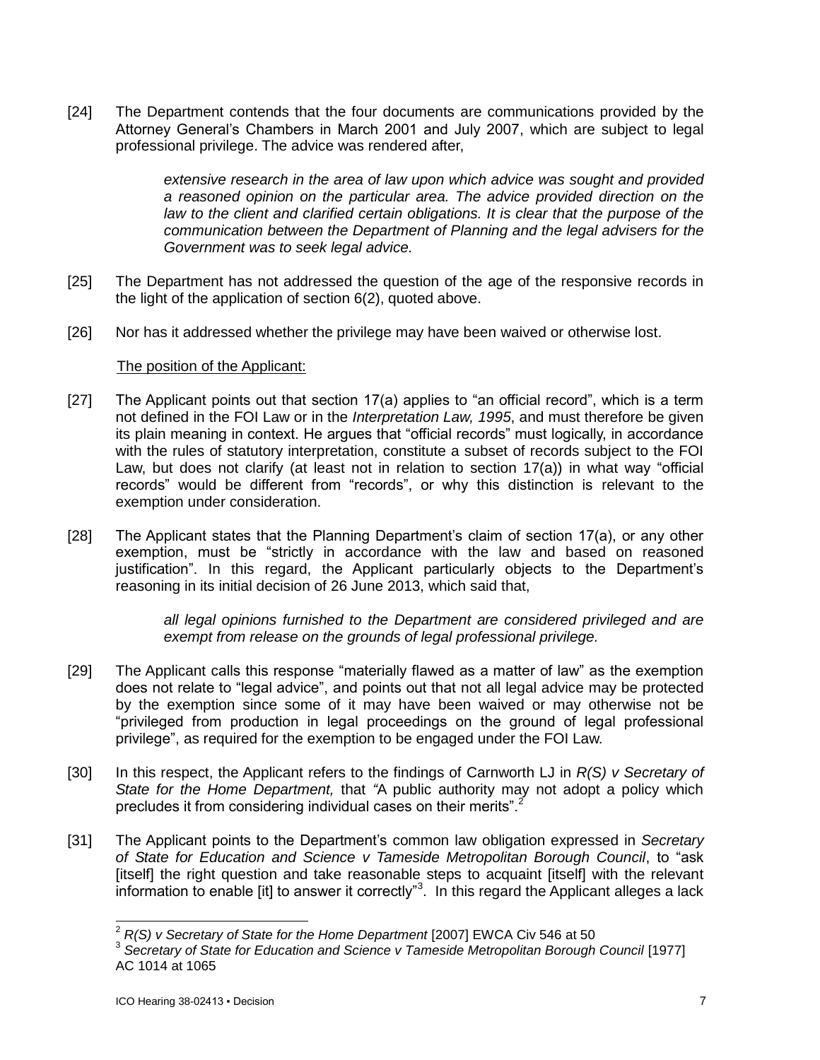[24] The Department contends that the four documents are communications provided by the Attorney General's Chambers in March 2001 and July 2007, which are subject to legal professional privilege. The advice was rendered after,

> *extensive research in the area of law upon which advice was sought and provided a reasoned opinion on the particular area. The advice provided direction on the law to the client and clarified certain obligations. It is clear that the purpose of the communication between the Department of Planning and the legal advisers for the Government was to seek legal advice.*

[25] The Department has not addressed the question of the age of the responsive records in the light of the application of section 6(2), quoted above.

[26] Nor has it addressed whether the privilege may have been waived or otherwise lost.

The position of the Applicant:

[27] The Applicant points out that section 17(a) applies to "an official record", which is a term not defined in the FOI Law or in the *Interpretation Law, 1995*, and must therefore be given its plain meaning in context. He argues that "official records" must logically, in accordance with the rules of statutory interpretation, constitute a subset of records subject to the FOI Law, but does not clarify (at least not in relation to section 17(a)) in what way "official records" would be different from "records", or why this distinction is relevant to the exemption under consideration.

[28] The Applicant states that the Planning Department's claim of section 17(a), or any other exemption, must be "strictly in accordance with the law and based on reasoned justification". In this regard, the Applicant particularly objects to the Department's reasoning in its initial decision of 26 June 2013, which said that,

> *all legal opinions furnished to the Department are considered privileged and are exempt from release on the grounds of legal professional privilege.*

[29] The Applicant calls this response "materially flawed as a matter of law" as the exemption does not relate to "legal advice", and points out that not all legal advice may be protected by the exemption since some of it may have been waived or may otherwise not be "privileged from production in legal proceedings on the ground of legal professional privilege", as required for the exemption to be engaged under the FOI Law.

[30] In this respect, the Applicant refers to the findings of Carnworth LJ in *R(S) v Secretary of State for the Home Department,* that "A public authority may not adopt a policy which precludes it from considering individual cases on their merits".[2]

[31] The Applicant points to the Department's common law obligation expressed in *Secretary of State for Education and Science v Tameside Metropolitan Borough Council*, to "ask [itself] the right question and take reasonable steps to acquaint [itself] with the relevant information to enable [it] to answer it correctly"[3]. In this regard the Applicant alleges a lack

---

[2] *R(S) v Secretary of State for the Home Department* [2007] EWCA Civ 546 at 50

[3] *Secretary of State for Education and Science v Tameside Metropolitan Borough Council* [1977] AC 1014 at 1065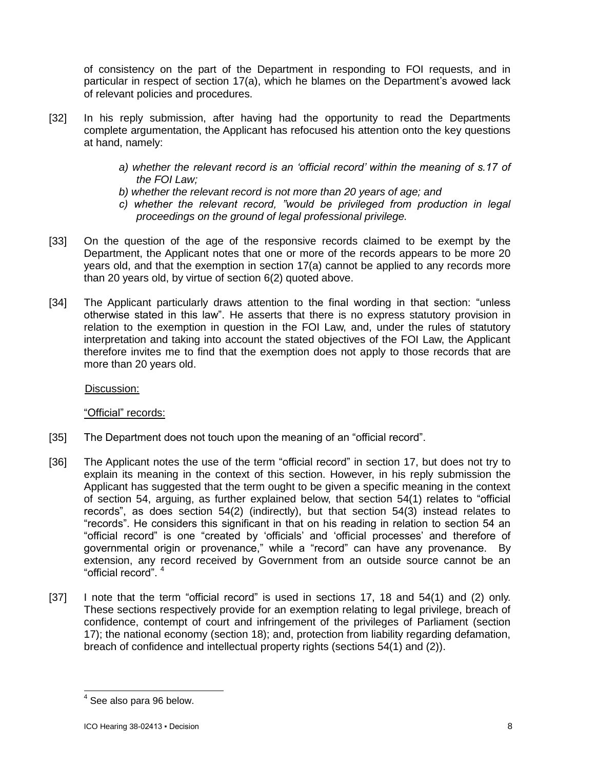of consistency on the part of the Department in responding to FOI requests, and in particular in respect of section 17(a), which he blames on the Department's avowed lack of relevant policies and procedures.

[32] In his reply submission, after having had the opportunity to read the Departments complete argumentation, the Applicant has refocused his attention onto the key questions at hand, namely:

> *a) whether the relevant record is an 'official record' within the meaning of s.17 of the FOI Law;*
>
> *b) whether the relevant record is not more than 20 years of age; and*
>
> *c) whether the relevant record, "would be privileged from production in legal proceedings on the ground of legal professional privilege.*

[33] On the question of the age of the responsive records claimed to be exempt by the Department, the Applicant notes that one or more of the records appears to be more 20 years old, and that the exemption in section 17(a) cannot be applied to any records more than 20 years old, by virtue of section 6(2) quoted above.

[34] The Applicant particularly draws attention to the final wording in that section: "unless otherwise stated in this law". He asserts that there is no express statutory provision in relation to the exemption in question in the FOI Law, and, under the rules of statutory interpretation and taking into account the stated objectives of the FOI Law, the Applicant therefore invites me to find that the exemption does not apply to those records that are more than 20 years old.

<u>Discussion:</u>

<u>"Official" records:</u>

[35] The Department does not touch upon the meaning of an "official record".

[36] The Applicant notes the use of the term "official record" in section 17, but does not try to explain its meaning in the context of this section. However, in his reply submission the Applicant has suggested that the term ought to be given a specific meaning in the context of section 54, arguing, as further explained below, that section 54(1) relates to "official records", as does section 54(2) (indirectly), but that section 54(3) instead relates to "records". He considers this significant in that on his reading in relation to section 54 an "official record" is one "created by 'officials' and 'official processes' and therefore of governmental origin or provenance," while a "record" can have any provenance. By extension, any record received by Government from an outside source cannot be an "official record". [4]

[37] I note that the term "official record" is used in sections 17, 18 and 54(1) and (2) only. These sections respectively provide for an exemption relating to legal privilege, breach of confidence, contempt of court and infringement of the privileges of Parliament (section 17); the national economy (section 18); and, protection from liability regarding defamation, breach of confidence and intellectual property rights (sections 54(1) and (2)).

---

[4] See also para 96 below.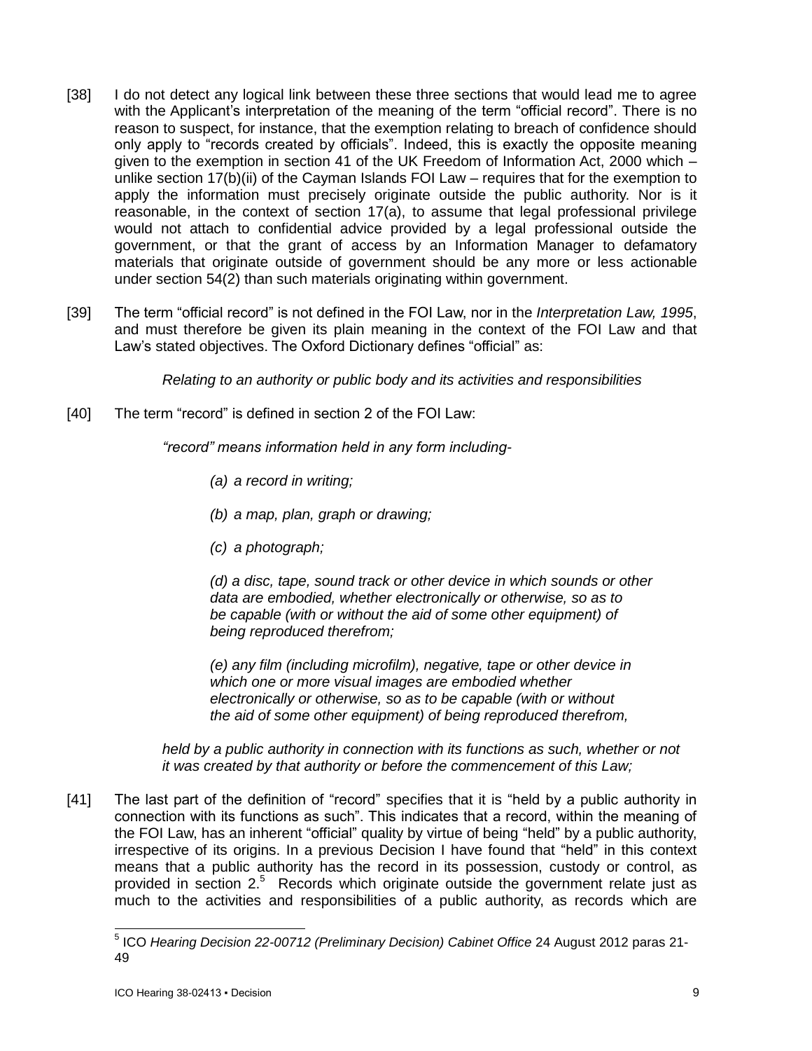[38] I do not detect any logical link between these three sections that would lead me to agree with the Applicant's interpretation of the meaning of the term "official record". There is no reason to suspect, for instance, that the exemption relating to breach of confidence should only apply to "records created by officials". Indeed, this is exactly the opposite meaning given to the exemption in section 41 of the UK Freedom of Information Act, 2000 which – unlike section 17(b)(ii) of the Cayman Islands FOI Law – requires that for the exemption to apply the information must precisely originate outside the public authority. Nor is it reasonable, in the context of section 17(a), to assume that legal professional privilege would not attach to confidential advice provided by a legal professional outside the government, or that the grant of access by an Information Manager to defamatory materials that originate outside of government should be any more or less actionable under section 54(2) than such materials originating within government.

[39] The term "official record" is not defined in the FOI Law, nor in the *Interpretation Law, 1995*, and must therefore be given its plain meaning in the context of the FOI Law and that Law's stated objectives. The Oxford Dictionary defines "official" as:

> *Relating to an authority or public body and its activities and responsibilities*

[40] The term "record" is defined in section 2 of the FOI Law:

> *"record" means information held in any form including-*
>
> *(a) a record in writing;*
>
> *(b) a map, plan, graph or drawing;*
>
> *(c) a photograph;*
>
> *(d) a disc, tape, sound track or other device in which sounds or other data are embodied, whether electronically or otherwise, so as to be capable (with or without the aid of some other equipment) of being reproduced therefrom;*
>
> *(e) any film (including microfilm), negative, tape or other device in which one or more visual images are embodied whether electronically or otherwise, so as to be capable (with or without the aid of some other equipment) of being reproduced therefrom,*
>
> *held by a public authority in connection with its functions as such, whether or not it was created by that authority or before the commencement of this Law;*

[41] The last part of the definition of "record" specifies that it is "held by a public authority in connection with its functions as such". This indicates that a record, within the meaning of the FOI Law, has an inherent "official" quality by virtue of being "held" by a public authority, irrespective of its origins. In a previous Decision I have found that "held" in this context means that a public authority has the record in its possession, custody or control, as provided in section 2.[5] Records which originate outside the government relate just as much to the activities and responsibilities of a public authority, as records which are

---

[5] ICO *Hearing Decision 22-00712 (Preliminary Decision) Cabinet Office* 24 August 2012 paras 21-49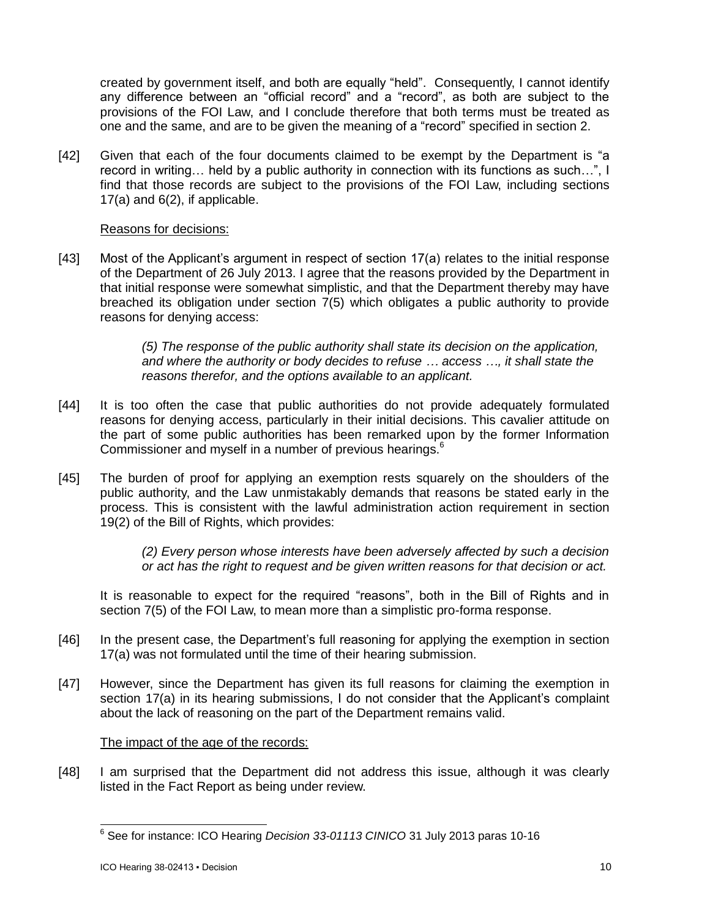created by government itself, and both are equally "held". Consequently, I cannot identify any difference between an "official record" and a "record", as both are subject to the provisions of the FOI Law, and I conclude therefore that both terms must be treated as one and the same, and are to be given the meaning of a "record" specified in section 2.

[42] Given that each of the four documents claimed to be exempt by the Department is "a record in writing… held by a public authority in connection with its functions as such…", I find that those records are subject to the provisions of the FOI Law, including sections 17(a) and 6(2), if applicable.

Reasons for decisions:

[43] Most of the Applicant's argument in respect of section 17(a) relates to the initial response of the Department of 26 July 2013. I agree that the reasons provided by the Department in that initial response were somewhat simplistic, and that the Department thereby may have breached its obligation under section 7(5) which obligates a public authority to provide reasons for denying access:

> *(5) The response of the public authority shall state its decision on the application, and where the authority or body decides to refuse … access …, it shall state the reasons therefor, and the options available to an applicant.*

[44] It is too often the case that public authorities do not provide adequately formulated reasons for denying access, particularly in their initial decisions. This cavalier attitude on the part of some public authorities has been remarked upon by the former Information Commissioner and myself in a number of previous hearings.[6]

[45] The burden of proof for applying an exemption rests squarely on the shoulders of the public authority, and the Law unmistakably demands that reasons be stated early in the process. This is consistent with the lawful administration action requirement in section 19(2) of the Bill of Rights, which provides:

> *(2) Every person whose interests have been adversely affected by such a decision or act has the right to request and be given written reasons for that decision or act.*

It is reasonable to expect for the required "reasons", both in the Bill of Rights and in section 7(5) of the FOI Law, to mean more than a simplistic pro-forma response.

[46] In the present case, the Department's full reasoning for applying the exemption in section 17(a) was not formulated until the time of their hearing submission.

[47] However, since the Department has given its full reasons for claiming the exemption in section 17(a) in its hearing submissions, I do not consider that the Applicant's complaint about the lack of reasoning on the part of the Department remains valid.

The impact of the age of the records:

[48] I am surprised that the Department did not address this issue, although it was clearly listed in the Fact Report as being under review.

---

[6] See for instance: ICO Hearing *Decision 33-01113 CINICO* 31 July 2013 paras 10-16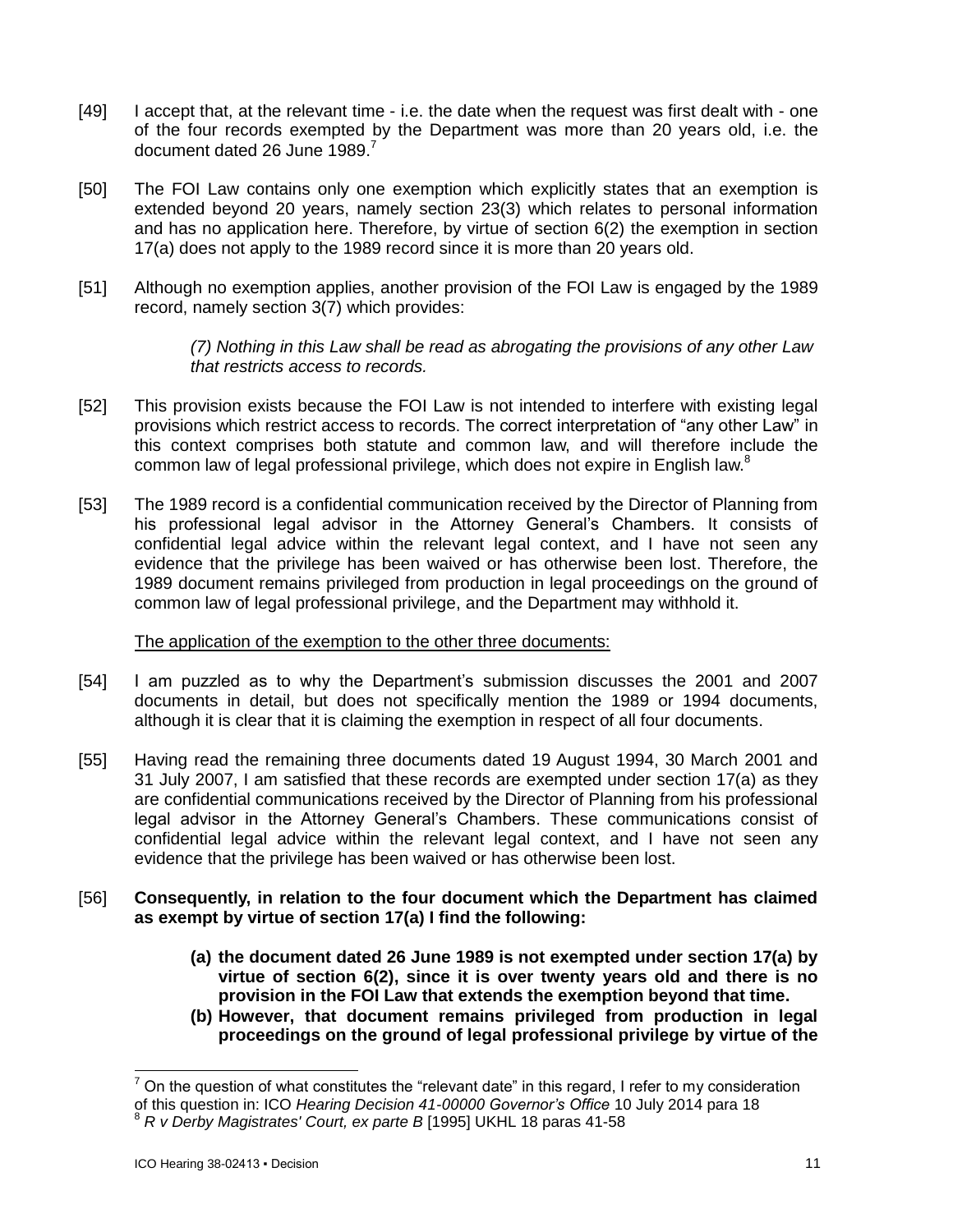[49] I accept that, at the relevant time - i.e. the date when the request was first dealt with - one of the four records exempted by the Department was more than 20 years old, i.e. the document dated 26 June 1989.[7]

[50] The FOI Law contains only one exemption which explicitly states that an exemption is extended beyond 20 years, namely section 23(3) which relates to personal information and has no application here. Therefore, by virtue of section 6(2) the exemption in section 17(a) does not apply to the 1989 record since it is more than 20 years old.

[51] Although no exemption applies, another provision of the FOI Law is engaged by the 1989 record, namely section 3(7) which provides:

> *(7) Nothing in this Law shall be read as abrogating the provisions of any other Law that restricts access to records.*

[52] This provision exists because the FOI Law is not intended to interfere with existing legal provisions which restrict access to records. The correct interpretation of "any other Law" in this context comprises both statute and common law, and will therefore include the common law of legal professional privilege, which does not expire in English law.[8]

[53] The 1989 record is a confidential communication received by the Director of Planning from his professional legal advisor in the Attorney General's Chambers. It consists of confidential legal advice within the relevant legal context, and I have not seen any evidence that the privilege has been waived or has otherwise been lost. Therefore, the 1989 document remains privileged from production in legal proceedings on the ground of common law of legal professional privilege, and the Department may withhold it.

<u>The application of the exemption to the other three documents:</u>

[54] I am puzzled as to why the Department's submission discusses the 2001 and 2007 documents in detail, but does not specifically mention the 1989 or 1994 documents, although it is clear that it is claiming the exemption in respect of all four documents.

[55] Having read the remaining three documents dated 19 August 1994, 30 March 2001 and 31 July 2007, I am satisfied that these records are exempted under section 17(a) as they are confidential communications received by the Director of Planning from his professional legal advisor in the Attorney General's Chambers. These communications consist of confidential legal advice within the relevant legal context, and I have not seen any evidence that the privilege has been waived or has otherwise been lost.

[56] **Consequently, in relation to the four document which the Department has claimed as exempt by virtue of section 17(a) I find the following:**

> **(a) the document dated 26 June 1989 is not exempted under section 17(a) by virtue of section 6(2), since it is over twenty years old and there is no provision in the FOI Law that extends the exemption beyond that time.**
>
> **(b) However, that document remains privileged from production in legal proceedings on the ground of legal professional privilege by virtue of the**

---

[7] On the question of what constitutes the "relevant date" in this regard, I refer to my consideration of this question in: ICO *Hearing Decision 41-00000 Governor's Office* 10 July 2014 para 18

[8] *R v Derby Magistrates' Court, ex parte B* [1995] UKHL 18 paras 41-58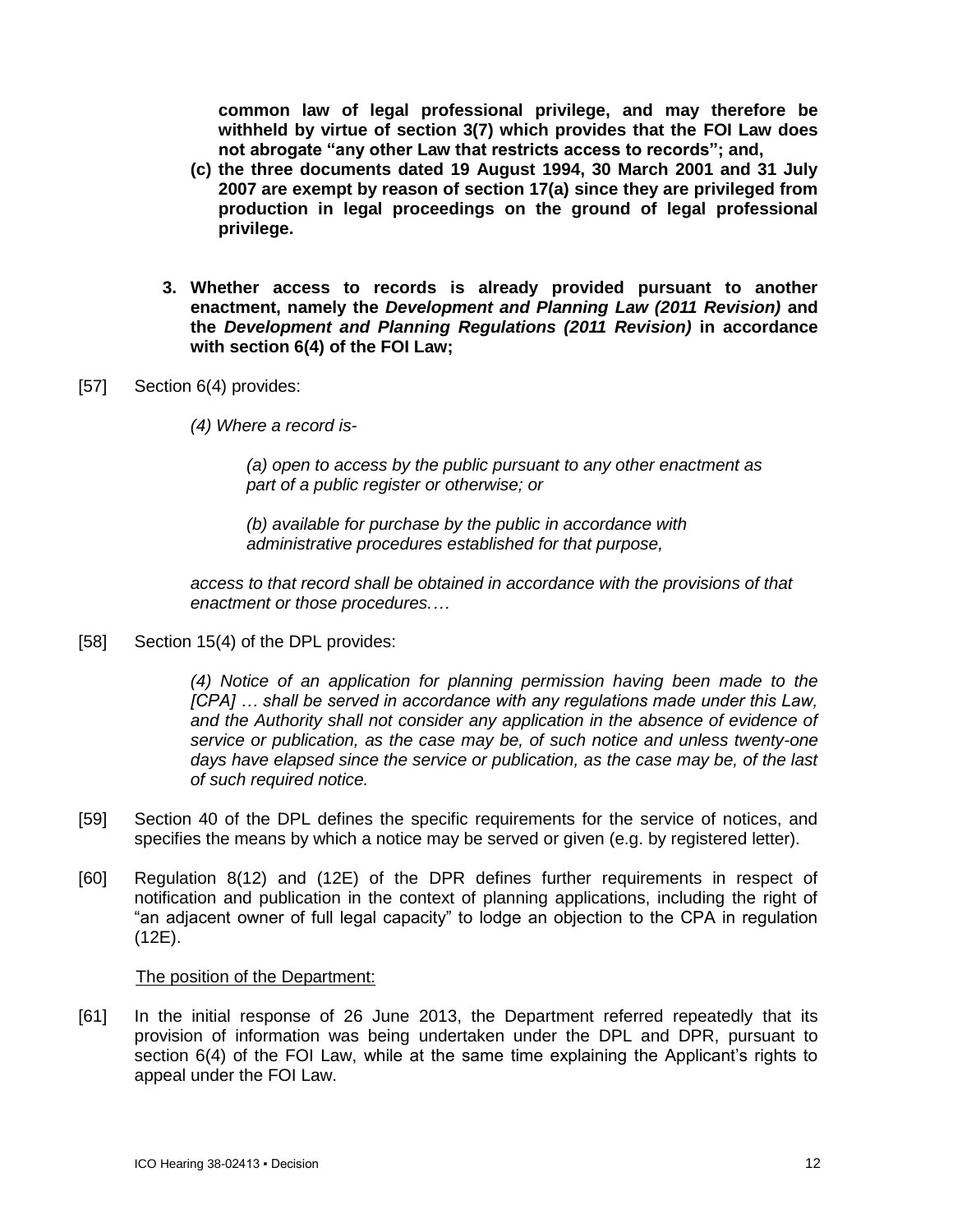**common law of legal professional privilege, and may therefore be withheld by virtue of section 3(7) which provides that the FOI Law does not abrogate "any other Law that restricts access to records"; and,**

**(c) the three documents dated 19 August 1994, 30 March 2001 and 31 July 2007 are exempt by reason of section 17(a) since they are privileged from production in legal proceedings on the ground of legal professional privilege.**

**3. Whether access to records is already provided pursuant to another enactment, namely the *Development and Planning Law (2011 Revision)* and the *Development and Planning Regulations (2011 Revision)* in accordance with section 6(4) of the FOI Law;**

[57] Section 6(4) provides:

> *(4) Where a record is-*
>
> *(a) open to access by the public pursuant to any other enactment as part of a public register or otherwise; or*
>
> *(b) available for purchase by the public in accordance with administrative procedures established for that purpose,*
>
> *access to that record shall be obtained in accordance with the provisions of that enactment or those procedures.…*

[58] Section 15(4) of the DPL provides:

> *(4) Notice of an application for planning permission having been made to the [CPA] … shall be served in accordance with any regulations made under this Law, and the Authority shall not consider any application in the absence of evidence of service or publication, as the case may be, of such notice and unless twenty-one days have elapsed since the service or publication, as the case may be, of the last of such required notice.*

[59] Section 40 of the DPL defines the specific requirements for the service of notices, and specifies the means by which a notice may be served or given (e.g. by registered letter).

[60] Regulation 8(12) and (12E) of the DPR defines further requirements in respect of notification and publication in the context of planning applications, including the right of "an adjacent owner of full legal capacity" to lodge an objection to the CPA in regulation (12E).

The position of the Department:

[61] In the initial response of 26 June 2013, the Department referred repeatedly that its provision of information was being undertaken under the DPL and DPR, pursuant to section 6(4) of the FOI Law, while at the same time explaining the Applicant's rights to appeal under the FOI Law.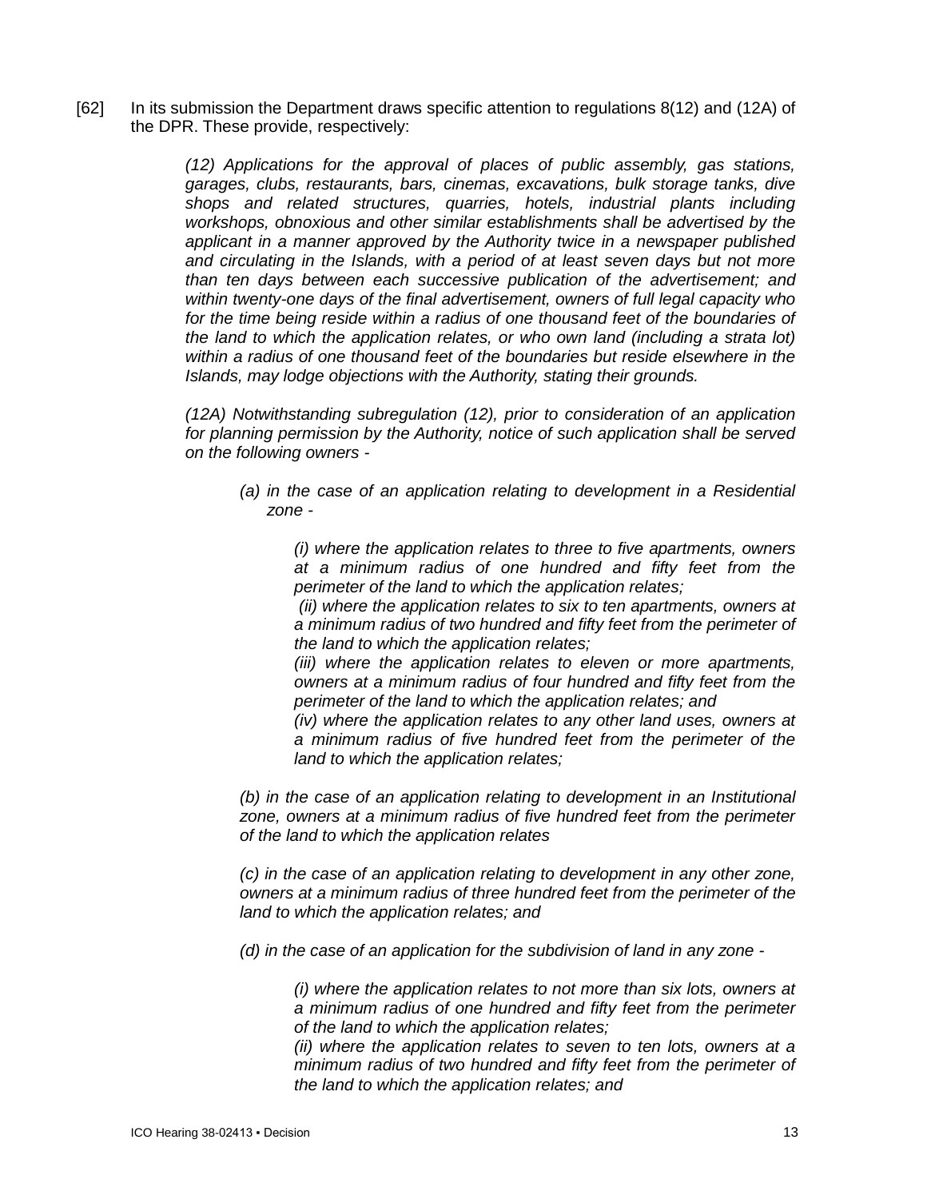[62] In its submission the Department draws specific attention to regulations 8(12) and (12A) of the DPR. These provide, respectively:

> *(12) Applications for the approval of places of public assembly, gas stations, garages, clubs, restaurants, bars, cinemas, excavations, bulk storage tanks, dive shops and related structures, quarries, hotels, industrial plants including workshops, obnoxious and other similar establishments shall be advertised by the applicant in a manner approved by the Authority twice in a newspaper published and circulating in the Islands, with a period of at least seven days but not more than ten days between each successive publication of the advertisement; and within twenty-one days of the final advertisement, owners of full legal capacity who for the time being reside within a radius of one thousand feet of the boundaries of the land to which the application relates, or who own land (including a strata lot) within a radius of one thousand feet of the boundaries but reside elsewhere in the Islands, may lodge objections with the Authority, stating their grounds.*
>
> *(12A) Notwithstanding subregulation (12), prior to consideration of an application for planning permission by the Authority, notice of such application shall be served on the following owners -*
>
> > *(a) in the case of an application relating to development in a Residential zone -*
> >
> > > *(i) where the application relates to three to five apartments, owners at a minimum radius of one hundred and fifty feet from the perimeter of the land to which the application relates;*
> > > *(ii) where the application relates to six to ten apartments, owners at a minimum radius of two hundred and fifty feet from the perimeter of the land to which the application relates;*
> > > *(iii) where the application relates to eleven or more apartments, owners at a minimum radius of four hundred and fifty feet from the perimeter of the land to which the application relates; and*
> > > *(iv) where the application relates to any other land uses, owners at a minimum radius of five hundred feet from the perimeter of the land to which the application relates;*
> >
> > *(b) in the case of an application relating to development in an Institutional zone, owners at a minimum radius of five hundred feet from the perimeter of the land to which the application relates*
> >
> > *(c) in the case of an application relating to development in any other zone, owners at a minimum radius of three hundred feet from the perimeter of the land to which the application relates; and*
> >
> > *(d) in the case of an application for the subdivision of land in any zone -*
> >
> > > *(i) where the application relates to not more than six lots, owners at a minimum radius of one hundred and fifty feet from the perimeter of the land to which the application relates;*
> > > *(ii) where the application relates to seven to ten lots, owners at a minimum radius of two hundred and fifty feet from the perimeter of the land to which the application relates; and*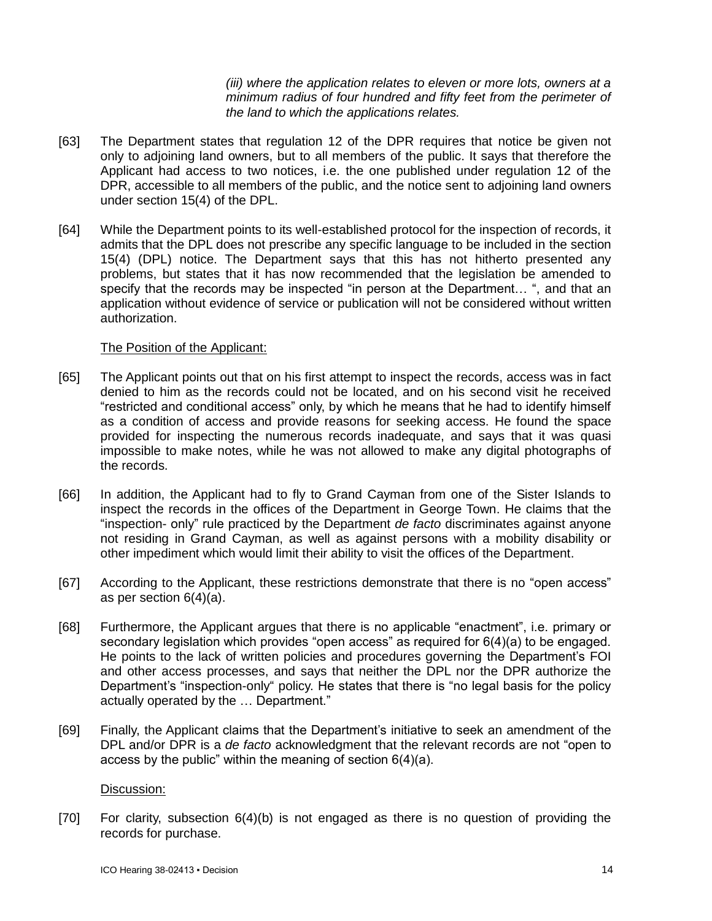*(iii) where the application relates to eleven or more lots, owners at a minimum radius of four hundred and fifty feet from the perimeter of the land to which the applications relates.*

[63] The Department states that regulation 12 of the DPR requires that notice be given not only to adjoining land owners, but to all members of the public. It says that therefore the Applicant had access to two notices, i.e. the one published under regulation 12 of the DPR, accessible to all members of the public, and the notice sent to adjoining land owners under section 15(4) of the DPL.

[64] While the Department points to its well-established protocol for the inspection of records, it admits that the DPL does not prescribe any specific language to be included in the section 15(4) (DPL) notice. The Department says that this has not hitherto presented any problems, but states that it has now recommended that the legislation be amended to specify that the records may be inspected "in person at the Department… ", and that an application without evidence of service or publication will not be considered without written authorization.

The Position of the Applicant:

[65] The Applicant points out that on his first attempt to inspect the records, access was in fact denied to him as the records could not be located, and on his second visit he received "restricted and conditional access" only, by which he means that he had to identify himself as a condition of access and provide reasons for seeking access. He found the space provided for inspecting the numerous records inadequate, and says that it was quasi impossible to make notes, while he was not allowed to make any digital photographs of the records.

[66] In addition, the Applicant had to fly to Grand Cayman from one of the Sister Islands to inspect the records in the offices of the Department in George Town. He claims that the "inspection- only" rule practiced by the Department *de facto* discriminates against anyone not residing in Grand Cayman, as well as against persons with a mobility disability or other impediment which would limit their ability to visit the offices of the Department.

[67] According to the Applicant, these restrictions demonstrate that there is no "open access" as per section 6(4)(a).

[68] Furthermore, the Applicant argues that there is no applicable "enactment", i.e. primary or secondary legislation which provides "open access" as required for 6(4)(a) to be engaged. He points to the lack of written policies and procedures governing the Department's FOI and other access processes, and says that neither the DPL nor the DPR authorize the Department's "inspection-only" policy. He states that there is "no legal basis for the policy actually operated by the … Department."

[69] Finally, the Applicant claims that the Department's initiative to seek an amendment of the DPL and/or DPR is a *de facto* acknowledgment that the relevant records are not "open to access by the public" within the meaning of section 6(4)(a).

Discussion:

[70] For clarity, subsection 6(4)(b) is not engaged as there is no question of providing the records for purchase.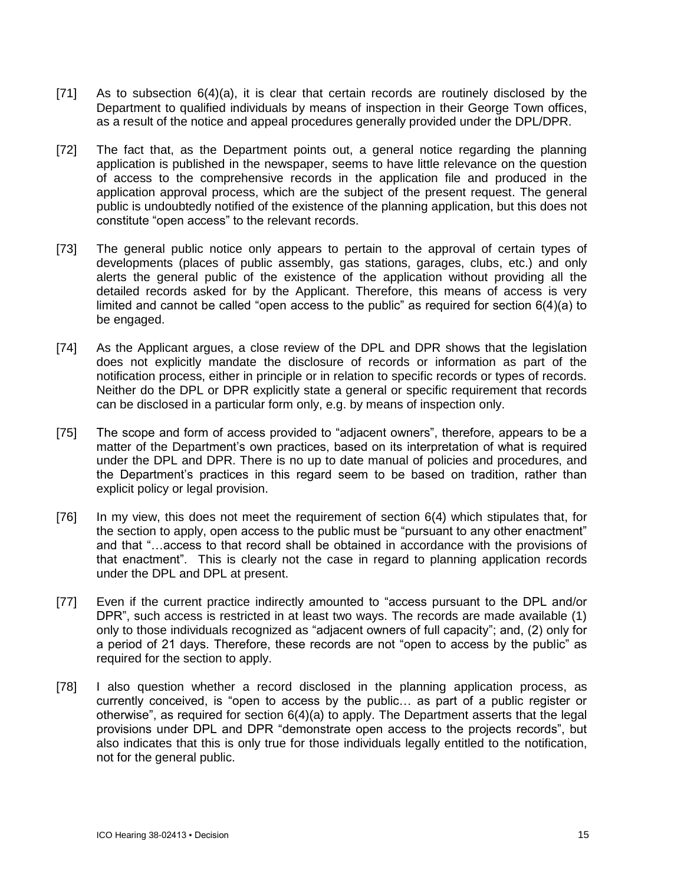[71] As to subsection 6(4)(a), it is clear that certain records are routinely disclosed by the Department to qualified individuals by means of inspection in their George Town offices, as a result of the notice and appeal procedures generally provided under the DPL/DPR.

[72] The fact that, as the Department points out, a general notice regarding the planning application is published in the newspaper, seems to have little relevance on the question of access to the comprehensive records in the application file and produced in the application approval process, which are the subject of the present request. The general public is undoubtedly notified of the existence of the planning application, but this does not constitute "open access" to the relevant records.

[73] The general public notice only appears to pertain to the approval of certain types of developments (places of public assembly, gas stations, garages, clubs, etc.) and only alerts the general public of the existence of the application without providing all the detailed records asked for by the Applicant. Therefore, this means of access is very limited and cannot be called "open access to the public" as required for section 6(4)(a) to be engaged.

[74] As the Applicant argues, a close review of the DPL and DPR shows that the legislation does not explicitly mandate the disclosure of records or information as part of the notification process, either in principle or in relation to specific records or types of records. Neither do the DPL or DPR explicitly state a general or specific requirement that records can be disclosed in a particular form only, e.g. by means of inspection only.

[75] The scope and form of access provided to "adjacent owners", therefore, appears to be a matter of the Department's own practices, based on its interpretation of what is required under the DPL and DPR. There is no up to date manual of policies and procedures, and the Department's practices in this regard seem to be based on tradition, rather than explicit policy or legal provision.

[76] In my view, this does not meet the requirement of section 6(4) which stipulates that, for the section to apply, open access to the public must be "pursuant to any other enactment" and that "…access to that record shall be obtained in accordance with the provisions of that enactment". This is clearly not the case in regard to planning application records under the DPL and DPL at present.

[77] Even if the current practice indirectly amounted to "access pursuant to the DPL and/or DPR", such access is restricted in at least two ways. The records are made available (1) only to those individuals recognized as "adjacent owners of full capacity"; and, (2) only for a period of 21 days. Therefore, these records are not "open to access by the public" as required for the section to apply.

[78] I also question whether a record disclosed in the planning application process, as currently conceived, is "open to access by the public… as part of a public register or otherwise", as required for section 6(4)(a) to apply. The Department asserts that the legal provisions under DPL and DPR "demonstrate open access to the projects records", but also indicates that this is only true for those individuals legally entitled to the notification, not for the general public.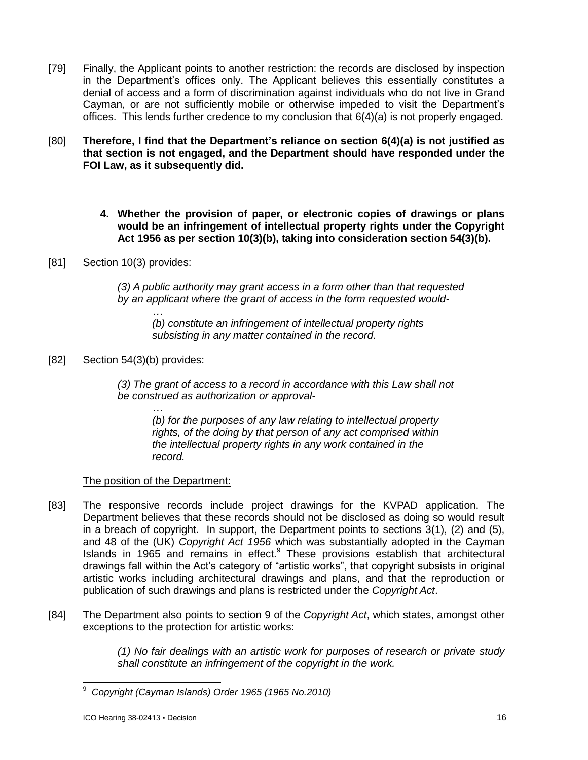[79] Finally, the Applicant points to another restriction: the records are disclosed by inspection in the Department's offices only. The Applicant believes this essentially constitutes a denial of access and a form of discrimination against individuals who do not live in Grand Cayman, or are not sufficiently mobile or otherwise impeded to visit the Department's offices. This lends further credence to my conclusion that 6(4)(a) is not properly engaged.

[80] **Therefore, I find that the Department's reliance on section 6(4)(a) is not justified as that section is not engaged, and the Department should have responded under the FOI Law, as it subsequently did.**

**4. Whether the provision of paper, or electronic copies of drawings or plans would be an infringement of intellectual property rights under the Copyright Act 1956 as per section 10(3)(b), taking into consideration section 54(3)(b).**

[81] Section 10(3) provides:

> *(3) A public authority may grant access in a form other than that requested by an applicant where the grant of access in the form requested would-*
>
> *…*
>
> *(b) constitute an infringement of intellectual property rights subsisting in any matter contained in the record.*

[82] Section 54(3)(b) provides:

> *(3) The grant of access to a record in accordance with this Law shall not be construed as authorization or approval-*
>
> *…*
>
> *(b) for the purposes of any law relating to intellectual property rights, of the doing by that person of any act comprised within the intellectual property rights in any work contained in the record.*

The position of the Department:

[83] The responsive records include project drawings for the KVPAD application. The Department believes that these records should not be disclosed as doing so would result in a breach of copyright. In support, the Department points to sections 3(1), (2) and (5), and 48 of the (UK) *Copyright Act 1956* which was substantially adopted in the Cayman Islands in 1965 and remains in effect.[9] These provisions establish that architectural drawings fall within the Act's category of "artistic works", that copyright subsists in original artistic works including architectural drawings and plans, and that the reproduction or publication of such drawings and plans is restricted under the *Copyright Act*.

[84] The Department also points to section 9 of the *Copyright Act*, which states, amongst other exceptions to the protection for artistic works:

> *(1) No fair dealings with an artistic work for purposes of research or private study shall constitute an infringement of the copyright in the work.*

---

[9] *Copyright (Cayman Islands) Order 1965 (1965 No.2010)*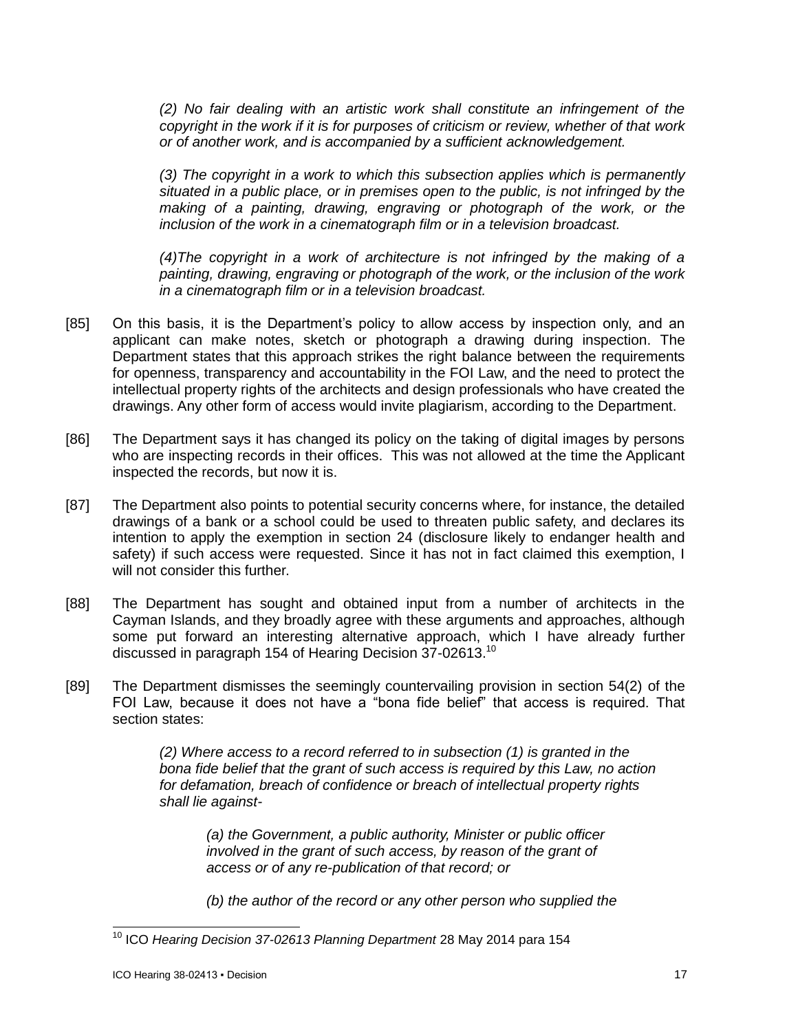*(2) No fair dealing with an artistic work shall constitute an infringement of the copyright in the work if it is for purposes of criticism or review, whether of that work or of another work, and is accompanied by a sufficient acknowledgement.*

*(3) The copyright in a work to which this subsection applies which is permanently situated in a public place, or in premises open to the public, is not infringed by the making of a painting, drawing, engraving or photograph of the work, or the inclusion of the work in a cinematograph film or in a television broadcast.*

*(4)The copyright in a work of architecture is not infringed by the making of a painting, drawing, engraving or photograph of the work, or the inclusion of the work in a cinematograph film or in a television broadcast.*

[85] On this basis, it is the Department's policy to allow access by inspection only, and an applicant can make notes, sketch or photograph a drawing during inspection. The Department states that this approach strikes the right balance between the requirements for openness, transparency and accountability in the FOI Law, and the need to protect the intellectual property rights of the architects and design professionals who have created the drawings. Any other form of access would invite plagiarism, according to the Department.

[86] The Department says it has changed its policy on the taking of digital images by persons who are inspecting records in their offices. This was not allowed at the time the Applicant inspected the records, but now it is.

[87] The Department also points to potential security concerns where, for instance, the detailed drawings of a bank or a school could be used to threaten public safety, and declares its intention to apply the exemption in section 24 (disclosure likely to endanger health and safety) if such access were requested. Since it has not in fact claimed this exemption, I will not consider this further.

[88] The Department has sought and obtained input from a number of architects in the Cayman Islands, and they broadly agree with these arguments and approaches, although some put forward an interesting alternative approach, which I have already further discussed in paragraph 154 of Hearing Decision 37-02613.[10]

[89] The Department dismisses the seemingly countervailing provision in section 54(2) of the FOI Law, because it does not have a "bona fide belief" that access is required. That section states:

> *(2) Where access to a record referred to in subsection (1) is granted in the bona fide belief that the grant of such access is required by this Law, no action for defamation, breach of confidence or breach of intellectual property rights shall lie against-*
>
> > *(a) the Government, a public authority, Minister or public officer involved in the grant of such access, by reason of the grant of access or of any re-publication of that record; or*
> >
> > *(b) the author of the record or any other person who supplied the*

---

[10] ICO *Hearing Decision 37-02613 Planning Department* 28 May 2014 para 154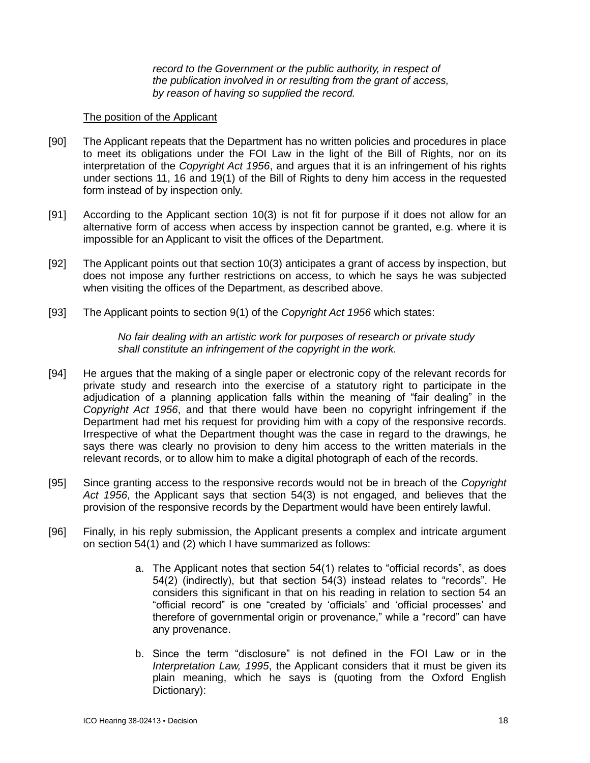*record to the Government or the public authority, in respect of the publication involved in or resulting from the grant of access, by reason of having so supplied the record.*

The position of the Applicant

[90] The Applicant repeats that the Department has no written policies and procedures in place to meet its obligations under the FOI Law in the light of the Bill of Rights, nor on its interpretation of the *Copyright Act 1956*, and argues that it is an infringement of his rights under sections 11, 16 and 19(1) of the Bill of Rights to deny him access in the requested form instead of by inspection only.

[91] According to the Applicant section 10(3) is not fit for purpose if it does not allow for an alternative form of access when access by inspection cannot be granted, e.g. where it is impossible for an Applicant to visit the offices of the Department.

[92] The Applicant points out that section 10(3) anticipates a grant of access by inspection, but does not impose any further restrictions on access, to which he says he was subjected when visiting the offices of the Department, as described above.

[93] The Applicant points to section 9(1) of the *Copyright Act 1956* which states:

> *No fair dealing with an artistic work for purposes of research or private study shall constitute an infringement of the copyright in the work.*

[94] He argues that the making of a single paper or electronic copy of the relevant records for private study and research into the exercise of a statutory right to participate in the adjudication of a planning application falls within the meaning of "fair dealing" in the *Copyright Act 1956*, and that there would have been no copyright infringement if the Department had met his request for providing him with a copy of the responsive records. Irrespective of what the Department thought was the case in regard to the drawings, he says there was clearly no provision to deny him access to the written materials in the relevant records, or to allow him to make a digital photograph of each of the records.

[95] Since granting access to the responsive records would not be in breach of the *Copyright Act 1956*, the Applicant says that section 54(3) is not engaged, and believes that the provision of the responsive records by the Department would have been entirely lawful.

[96] Finally, in his reply submission, the Applicant presents a complex and intricate argument on section 54(1) and (2) which I have summarized as follows:

a. The Applicant notes that section 54(1) relates to "official records", as does 54(2) (indirectly), but that section 54(3) instead relates to "records". He considers this significant in that on his reading in relation to section 54 an "official record" is one "created by 'officials' and 'official processes' and therefore of governmental origin or provenance," while a "record" can have any provenance.

b. Since the term "disclosure" is not defined in the FOI Law or in the *Interpretation Law, 1995*, the Applicant considers that it must be given its plain meaning, which he says is (quoting from the Oxford English Dictionary):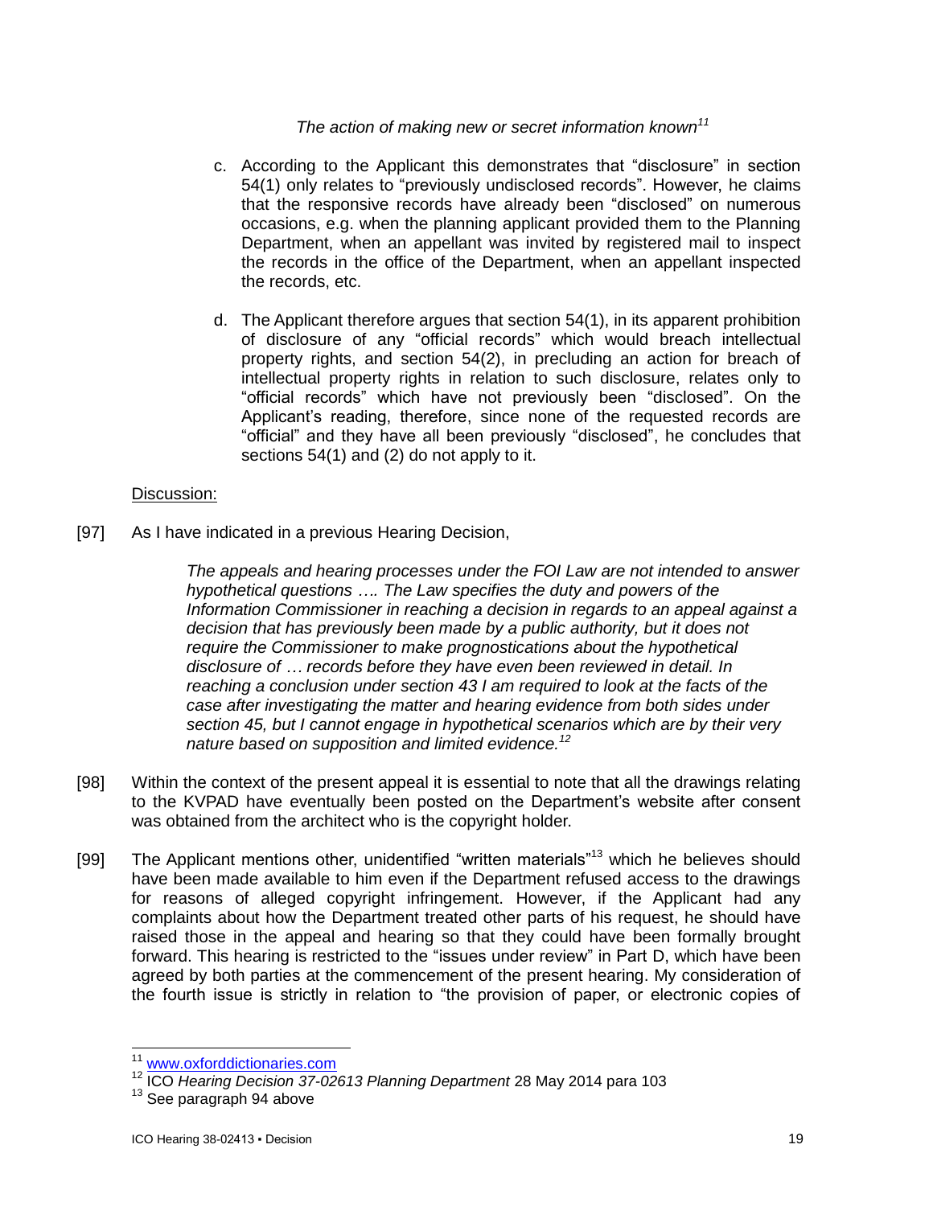*The action of making new or secret information known*[11]

c. According to the Applicant this demonstrates that "disclosure" in section 54(1) only relates to "previously undisclosed records". However, he claims that the responsive records have already been "disclosed" on numerous occasions, e.g. when the planning applicant provided them to the Planning Department, when an appellant was invited by registered mail to inspect the records in the office of the Department, when an appellant inspected the records, etc.

d. The Applicant therefore argues that section 54(1), in its apparent prohibition of disclosure of any "official records" which would breach intellectual property rights, and section 54(2), in precluding an action for breach of intellectual property rights in relation to such disclosure, relates only to "official records" which have not previously been "disclosed". On the Applicant's reading, therefore, since none of the requested records are "official" and they have all been previously "disclosed", he concludes that sections 54(1) and (2) do not apply to it.

Discussion:

[97] As I have indicated in a previous Hearing Decision,

> *The appeals and hearing processes under the FOI Law are not intended to answer hypothetical questions …. The Law specifies the duty and powers of the Information Commissioner in reaching a decision in regards to an appeal against a decision that has previously been made by a public authority, but it does not require the Commissioner to make prognostications about the hypothetical disclosure of … records before they have even been reviewed in detail. In reaching a conclusion under section 43 I am required to look at the facts of the case after investigating the matter and hearing evidence from both sides under section 45, but I cannot engage in hypothetical scenarios which are by their very nature based on supposition and limited evidence.*[12]

[98] Within the context of the present appeal it is essential to note that all the drawings relating to the KVPAD have eventually been posted on the Department's website after consent was obtained from the architect who is the copyright holder.

[99] The Applicant mentions other, unidentified "written materials"[13] which he believes should have been made available to him even if the Department refused access to the drawings for reasons of alleged copyright infringement. However, if the Applicant had any complaints about how the Department treated other parts of his request, he should have raised those in the appeal and hearing so that they could have been formally brought forward. This hearing is restricted to the "issues under review" in Part D, which have been agreed by both parties at the commencement of the present hearing. My consideration of the fourth issue is strictly in relation to "the provision of paper, or electronic copies of

---

[11] www.oxforddictionaries.com

[12] ICO *Hearing Decision 37-02613 Planning Department* 28 May 2014 para 103

[13] See paragraph 94 above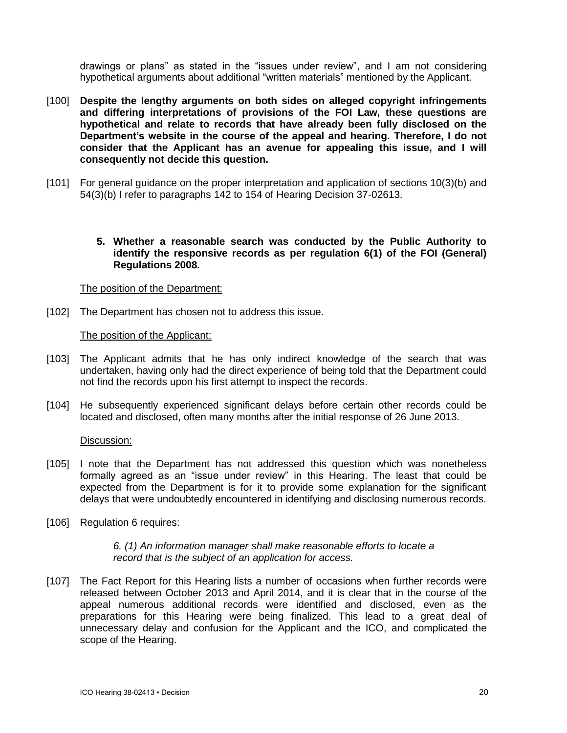drawings or plans" as stated in the "issues under review", and I am not considering hypothetical arguments about additional "written materials" mentioned by the Applicant.

[100] **Despite the lengthy arguments on both sides on alleged copyright infringements and differing interpretations of provisions of the FOI Law, these questions are hypothetical and relate to records that have already been fully disclosed on the Department's website in the course of the appeal and hearing. Therefore, I do not consider that the Applicant has an avenue for appealing this issue, and I will consequently not decide this question.**

[101] For general guidance on the proper interpretation and application of sections 10(3)(b) and 54(3)(b) I refer to paragraphs 142 to 154 of Hearing Decision 37-02613.

**5. Whether a reasonable search was conducted by the Public Authority to identify the responsive records as per regulation 6(1) of the FOI (General) Regulations 2008.**

The position of the Department:

[102] The Department has chosen not to address this issue.

The position of the Applicant:

[103] The Applicant admits that he has only indirect knowledge of the search that was undertaken, having only had the direct experience of being told that the Department could not find the records upon his first attempt to inspect the records.

[104] He subsequently experienced significant delays before certain other records could be located and disclosed, often many months after the initial response of 26 June 2013.

Discussion:

[105] I note that the Department has not addressed this question which was nonetheless formally agreed as an "issue under review" in this Hearing. The least that could be expected from the Department is for it to provide some explanation for the significant delays that were undoubtedly encountered in identifying and disclosing numerous records.

[106] Regulation 6 requires:

> *6. (1) An information manager shall make reasonable efforts to locate a record that is the subject of an application for access.*

[107] The Fact Report for this Hearing lists a number of occasions when further records were released between October 2013 and April 2014, and it is clear that in the course of the appeal numerous additional records were identified and disclosed, even as the preparations for this Hearing were being finalized. This lead to a great deal of unnecessary delay and confusion for the Applicant and the ICO, and complicated the scope of the Hearing.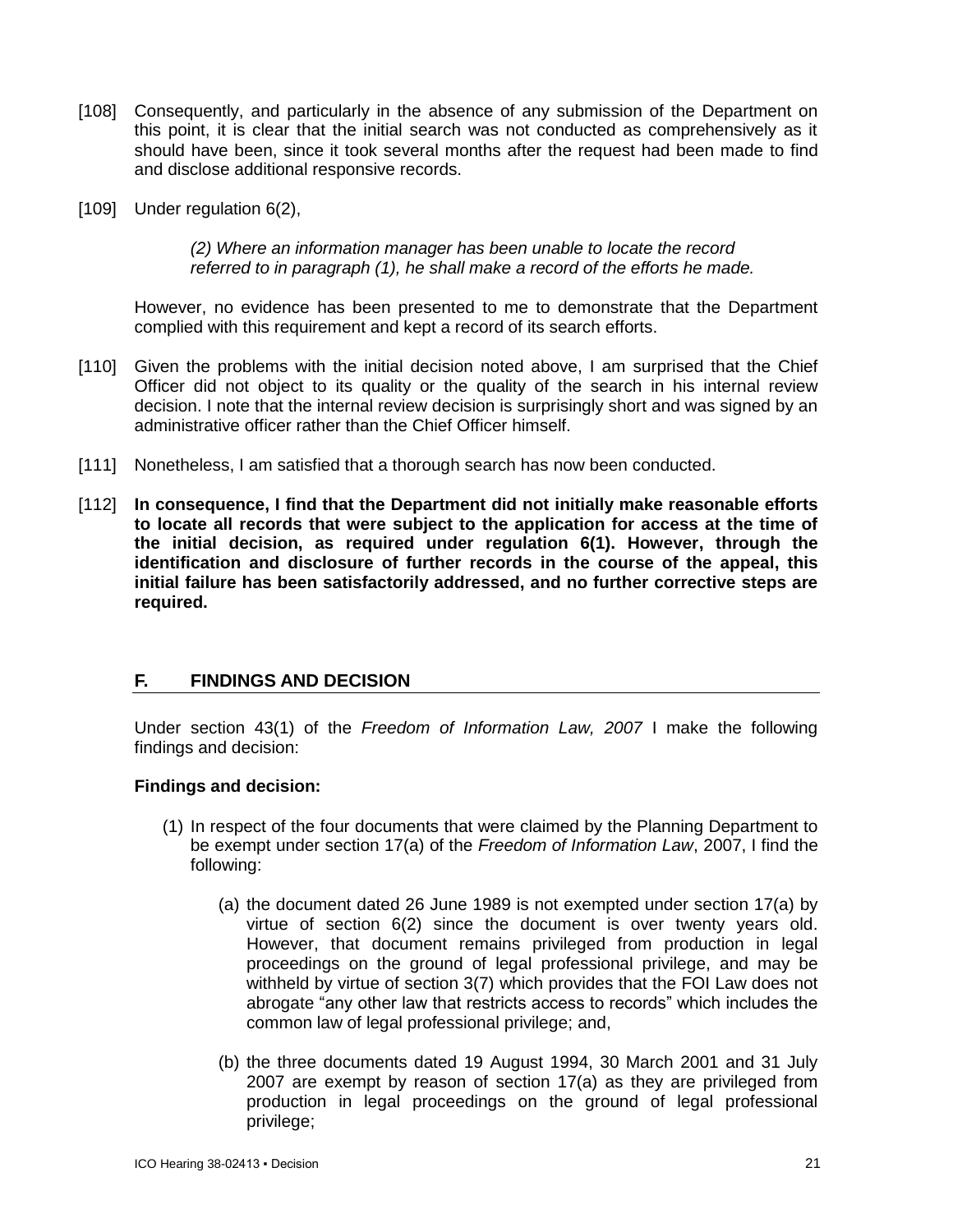[108] Consequently, and particularly in the absence of any submission of the Department on this point, it is clear that the initial search was not conducted as comprehensively as it should have been, since it took several months after the request had been made to find and disclose additional responsive records.

[109] Under regulation 6(2),

> *(2) Where an information manager has been unable to locate the record referred to in paragraph (1), he shall make a record of the efforts he made.*

However, no evidence has been presented to me to demonstrate that the Department complied with this requirement and kept a record of its search efforts.

[110] Given the problems with the initial decision noted above, I am surprised that the Chief Officer did not object to its quality or the quality of the search in his internal review decision. I note that the internal review decision is surprisingly short and was signed by an administrative officer rather than the Chief Officer himself.

[111] Nonetheless, I am satisfied that a thorough search has now been conducted.

[112] **In consequence, I find that the Department did not initially make reasonable efforts to locate all records that were subject to the application for access at the time of the initial decision, as required under regulation 6(1). However, through the identification and disclosure of further records in the course of the appeal, this initial failure has been satisfactorily addressed, and no further corrective steps are required.**

## F. FINDINGS AND DECISION

Under section 43(1) of the *Freedom of Information Law, 2007* I make the following findings and decision:

**Findings and decision:**

(1) In respect of the four documents that were claimed by the Planning Department to be exempt under section 17(a) of the *Freedom of Information Law*, 2007, I find the following:

(a) the document dated 26 June 1989 is not exempted under section 17(a) by virtue of section 6(2) since the document is over twenty years old. However, that document remains privileged from production in legal proceedings on the ground of legal professional privilege, and may be withheld by virtue of section 3(7) which provides that the FOI Law does not abrogate "any other law that restricts access to records" which includes the common law of legal professional privilege; and,

(b) the three documents dated 19 August 1994, 30 March 2001 and 31 July 2007 are exempt by reason of section 17(a) as they are privileged from production in legal proceedings on the ground of legal professional privilege;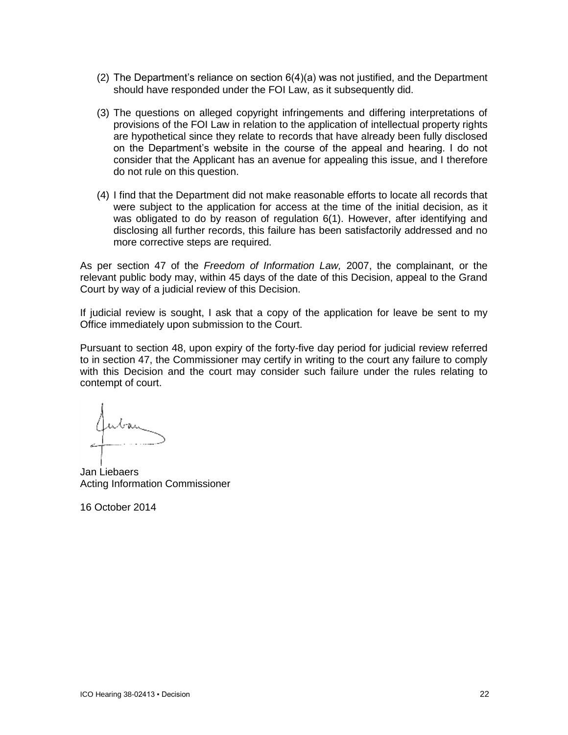(2) The Department's reliance on section 6(4)(a) was not justified, and the Department should have responded under the FOI Law, as it subsequently did.

(3) The questions on alleged copyright infringements and differing interpretations of provisions of the FOI Law in relation to the application of intellectual property rights are hypothetical since they relate to records that have already been fully disclosed on the Department's website in the course of the appeal and hearing. I do not consider that the Applicant has an avenue for appealing this issue, and I therefore do not rule on this question.

(4) I find that the Department did not make reasonable efforts to locate all records that were subject to the application for access at the time of the initial decision, as it was obligated to do by reason of regulation 6(1). However, after identifying and disclosing all further records, this failure has been satisfactorily addressed and no more corrective steps are required.

As per section 47 of the *Freedom of Information Law,* 2007, the complainant, or the relevant public body may, within 45 days of the date of this Decision, appeal to the Grand Court by way of a judicial review of this Decision.

If judicial review is sought, I ask that a copy of the application for leave be sent to my Office immediately upon submission to the Court.

Pursuant to section 48, upon expiry of the forty-five day period for judicial review referred to in section 47, the Commissioner may certify in writing to the court any failure to comply with this Decision and the court may consider such failure under the rules relating to contempt of court.

Jan Liebaers
Acting Information Commissioner

16 October 2014